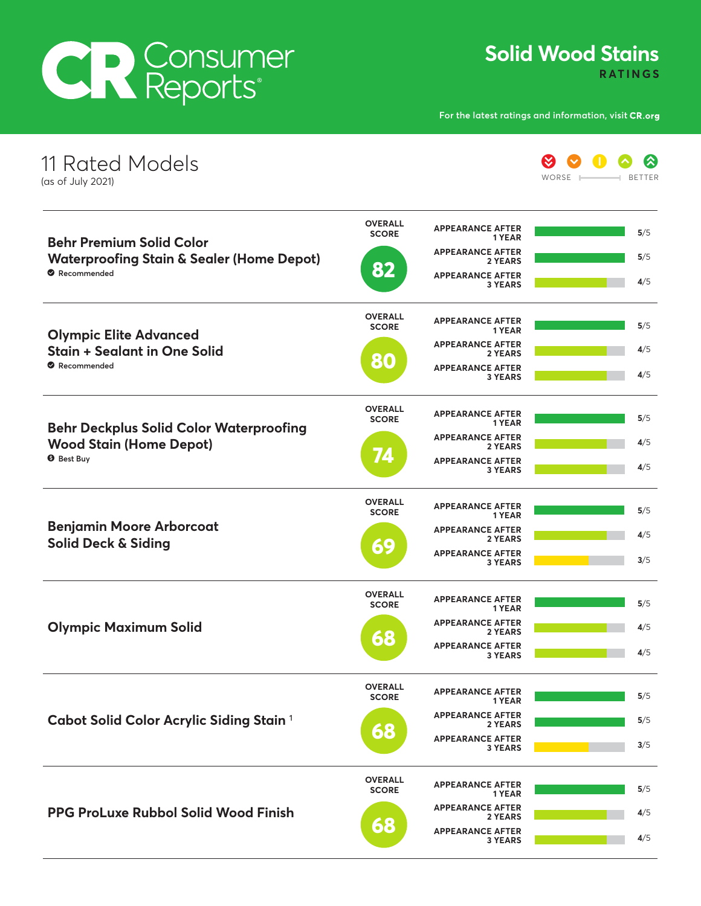# Consumer Reports

## Solid Wood Stains

**RATINGS**

For the latest ratings and information, visit **CR.org**

## 11 Rated Models

(as of July 2021)

WORSE — BETTER

| Model | Overall Score | Appearance After 1 Year | Appearance After 2 Years | Appearance After 3 Years |
|---|---|---|---|---|
| **Behr Premium Solid Color Waterproofing Stain & Sealer (Home Depot)** — Recommended | 82 | 5/5 | 5/5 | 4/5 |
| **Olympic Elite Advanced Stain + Sealant in One Solid** — Recommended | 80 | 5/5 | 4/5 | 4/5 |
| **Behr Deckplus Solid Color Waterproofing Wood Stain (Home Depot)** — Best Buy | 74 | 5/5 | 4/5 | 4/5 |
| **Benjamin Moore Arborcoat Solid Deck & Siding** | 69 | 5/5 | 4/5 | 3/5 |
| **Olympic Maximum Solid** | 68 | 5/5 | 4/5 | 4/5 |
| **Cabot Solid Color Acrylic Siding Stain** [1] | 68 | 5/5 | 5/5 | 3/5 |
| **PPG ProLuxe Rubbol Solid Wood Finish** | 68 | 5/5 | 4/5 | 4/5 |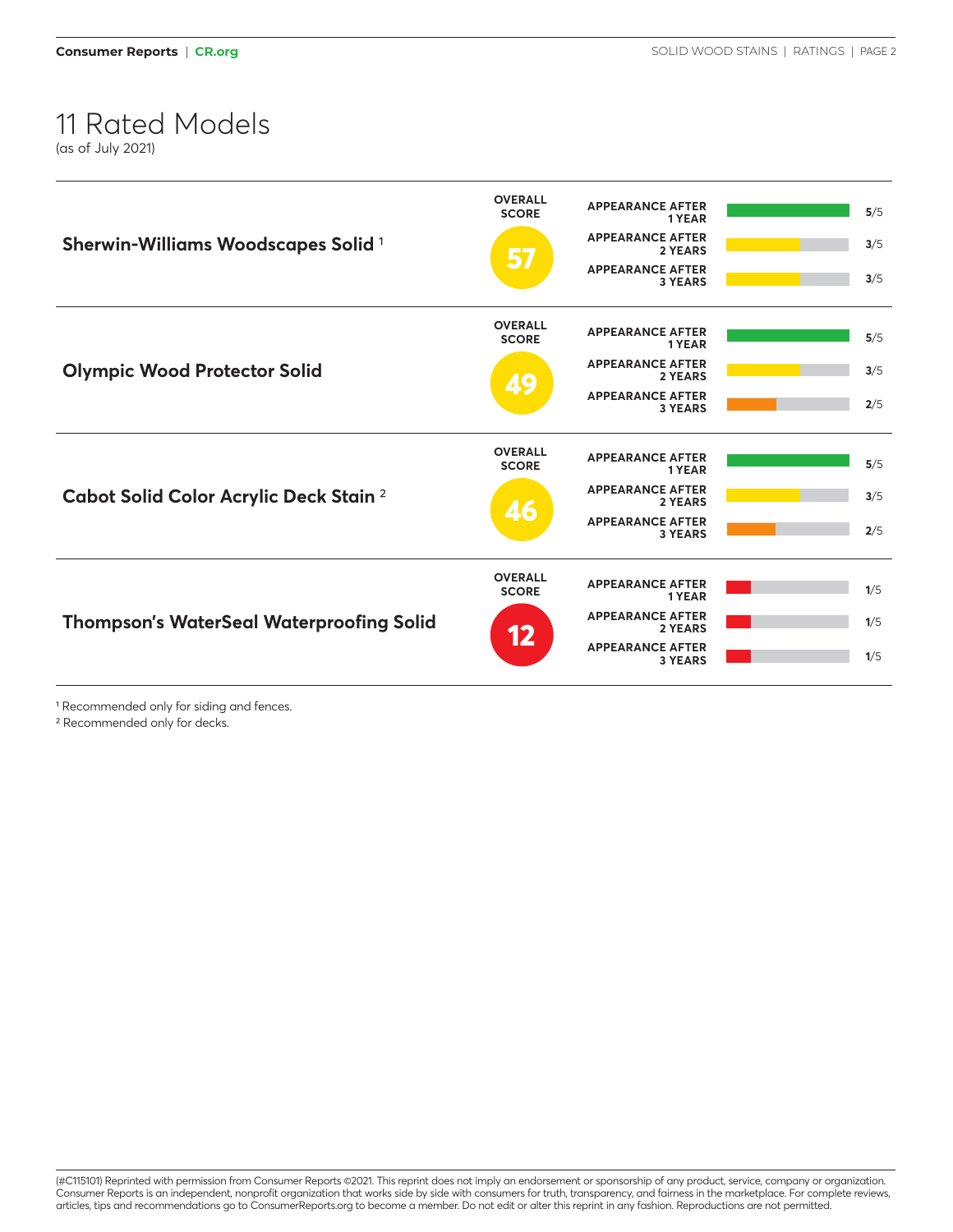# 11 Rated Models

(as of July 2021)

| | | | | |
|---|---|---|---|---|
| **Sherwin-Williams Woodscapes Solid** [1] | OVERALL SCORE 57 | APPEARANCE AFTER 1 YEAR 5/5 | APPEARANCE AFTER 2 YEARS 3/5 | APPEARANCE AFTER 3 YEARS 3/5 |
| **Olympic Wood Protector Solid** | OVERALL SCORE 49 | APPEARANCE AFTER 1 YEAR 5/5 | APPEARANCE AFTER 2 YEARS 3/5 | APPEARANCE AFTER 3 YEARS 2/5 |
| **Cabot Solid Color Acrylic Deck Stain** [2] | OVERALL SCORE 46 | APPEARANCE AFTER 1 YEAR 5/5 | APPEARANCE AFTER 2 YEARS 3/5 | APPEARANCE AFTER 3 YEARS 2/5 |
| **Thompson's WaterSeal Waterproofing Solid** | OVERALL SCORE 12 | APPEARANCE AFTER 1 YEAR 1/5 | APPEARANCE AFTER 2 YEARS 1/5 | APPEARANCE AFTER 3 YEARS 1/5 |

[1] Recommended only for siding and fences.

[2] Recommended only for decks.

(#C115101) Reprinted with permission from Consumer Reports ©2021. This reprint does not imply an endorsement or sponsorship of any product, service, company or organization. Consumer Reports is an independent, nonprofit organization that works side by side with consumers for truth, transparency, and fairness in the marketplace. For complete reviews, articles, tips and recommendations go to ConsumerReports.org to become a member. Do not edit or alter this reprint in any fashion. Reproductions are not permitted.